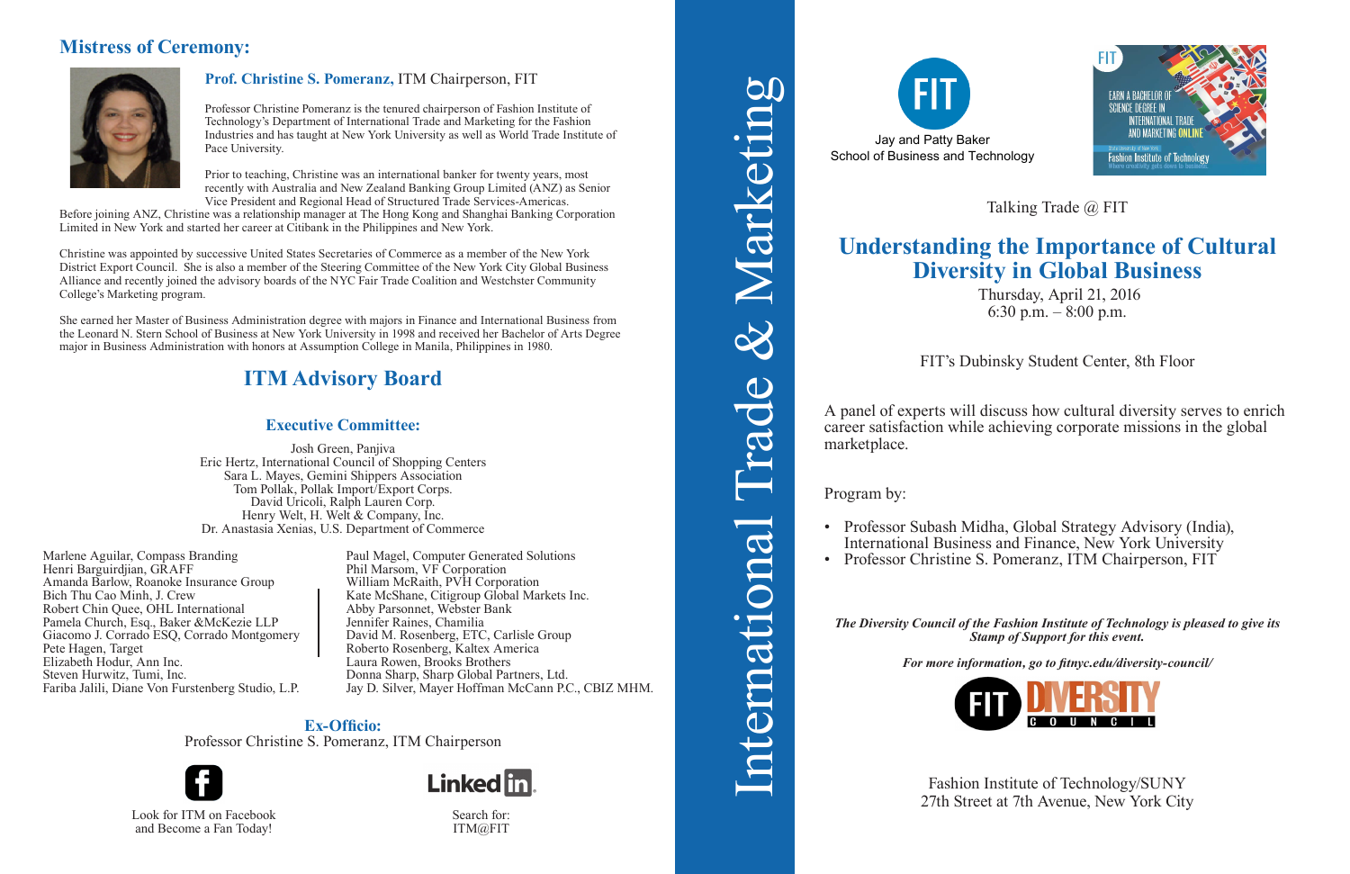## Mistress of Ceremony:

**Prof. Christine S. Pomeranz,** ITM Chairperson, FIT

Professor Christine Pomeranz is the tenured chairperson of Fashion Institute of Technology's Department of International Trade and Marketing for the Fashion Industries and has taught at New York University as well as World Trade Institute of Pace University.

Prior to teaching, Christine was an international banker for twenty years, most recently with Australia and New Zealand Banking Group Limited (ANZ) as Senior Vice President and Regional Head of Structured Trade Services-Americas. Before joining ANZ, Christine was a relationship manager at The Hong Kong and Shanghai Banking Corporation Limited in New York and started her career at Citibank in the Philippines and New York.

Christine was appointed by successive United States Secretaries of Commerce as a member of the New York District Export Council. She is also a member of the Steering Committee of the New York City Global Business Alliance and recently joined the advisory boards of the NYC Fair Trade Coalition and Westchster Community College's Marketing program.

She earned her Master of Business Administration degree with majors in Finance and International Business from the Leonard N. Stern School of Business at New York University in 1998 and received her Bachelor of Arts Degree major in Business Administration with honors at Assumption College in Manila, Philippines in 1980.

## ITM Advisory Board

### Executive Committee:

Josh Green, Panjiva
Eric Hertz, International Council of Shopping Centers
Sara L. Mayes, Gemini Shippers Association
Tom Pollak, Pollak Import/Export Corps.
David Uricoli, Ralph Lauren Corp.
Henry Welt, H. Welt & Company, Inc.
Dr. Anastasia Xenias, U.S. Department of Commerce

Marlene Aguilar, Compass Branding
Henri Barguirdjian, GRAFF
Amanda Barlow, Roanoke Insurance Group
Bich Thu Cao Minh, J. Crew
Robert Chin Quee, OHL International
Pamela Church, Esq., Baker &McKezie LLP
Giacomo J. Corrado ESQ, Corrado Montgomery
Pete Hagen, Target
Elizabeth Hodur, Ann Inc.
Steven Hurwitz, Tumi, Inc.
Fariba Jalili, Diane Von Furstenberg Studio, L.P.
Paul Magel, Computer Generated Solutions
Phil Marsom, VF Corporation
William McRaith, PVH Corporation
Kate McShane, Citigroup Global Markets Inc.
Abby Parsonnet, Webster Bank
Jennifer Raines, Chamilia
David M. Rosenberg, ETC, Carlisle Group
Roberto Rosenberg, Kaltex America
Laura Rowen, Brooks Brothers
Donna Sharp, Sharp Global Partners, Ltd.
Jay D. Silver, Mayer Hoffman McCann P.C., CBIZ MHM.

### Ex-Officio:

Professor Christine S. Pomeranz, ITM Chairperson

Look for ITM on Facebook and Become a Fan Today!

LinkedIn — Search for: ITM@FIT

International Trade & Marketing

FIT Jay and Patty Baker School of Business and Technology

FIT — EARN A BACHELOR OF SCIENCE DEGREE IN INTERNATIONAL TRADE AND MARKETING ONLINE — State University of New York — Fashion Institute of Technology — Where creativity gets down to business.

Talking Trade @ FIT

# Understanding the Importance of Cultural Diversity in Global Business

Thursday, April 21, 2016
6:30 p.m. – 8:00 p.m.

FIT's Dubinsky Student Center, 8th Floor

A panel of experts will discuss how cultural diversity serves to enrich career satisfaction while achieving corporate missions in the global marketplace.

Program by:

- Professor Subash Midha, Global Strategy Advisory (India), International Business and Finance, New York University
- Professor Christine S. Pomeranz, ITM Chairperson, FIT

***The Diversity Council of the Fashion Institute of Technology is pleased to give its Stamp of Support for this event.***

***For more information, go to fitnyc.edu/diversity-council/***

FIT DIVERSITY COUNCIL

Fashion Institute of Technology/SUNY
27th Street at 7th Avenue, New York City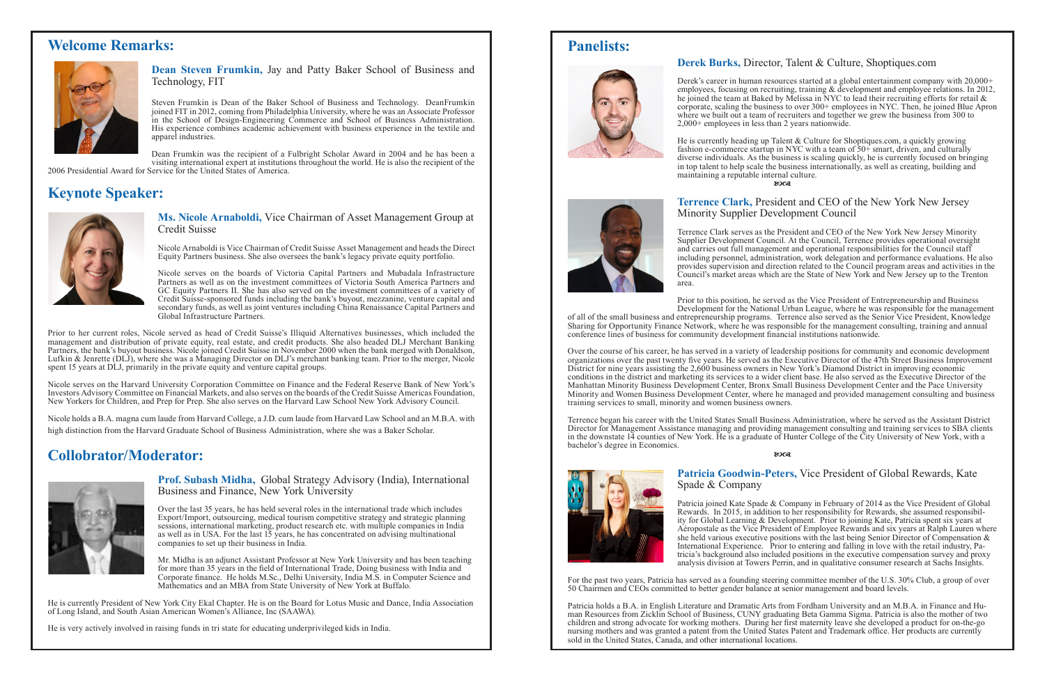## Welcome Remarks:

**Dean Steven Frumkin,** Jay and Patty Baker School of Business and Technology, FIT

Steven Frumkin is Dean of the Baker School of Business and Technology. DeanFrumkin joined FIT in 2012, coming from Philadelphia University, where he was an Associate Professor in the School of Design-Engineering Commerce and School of Business Administration. His experience combines academic achievement with business experience in the textile and apparel industries.

Dean Frumkin was the recipient of a Fulbright Scholar Award in 2004 and he has been a visiting international expert at institutions throughout the world. He is also the recipient of the 2006 Presidential Award for Service for the United States of America.

## Keynote Speaker:

**Ms. Nicole Arnaboldi,** Vice Chairman of Asset Management Group at Credit Suisse

Nicole Arnaboldi is Vice Chairman of Credit Suisse Asset Management and heads the Direct Equity Partners business. She also oversees the bank's legacy private equity portfolio.

Nicole serves on the boards of Victoria Capital Partners and Mubadala Infrastructure Partners as well as on the investment committees of Victoria South America Partners and GC Equity Partners II. She has also served on the investment committees of a variety of Credit Suisse-sponsored funds including the bank's buyout, mezzanine, venture capital and secondary funds, as well as joint ventures including China Renaissance Capital Partners and Global Infrastructure Partners.

Prior to her current roles, Nicole served as head of Credit Suisse's Illiquid Alternatives businesses, which included the management and distribution of private equity, real estate, and credit products. She also headed DLJ Merchant Banking Partners, the bank's buyout business. Nicole joined Credit Suisse in November 2000 when the bank merged with Donaldson, Lufkin & Jenrette (DLJ), where she was a Managing Director on DLJ's merchant banking team. Prior to the merger, Nicole spent 15 years at DLJ, primarily in the private equity and venture capital groups.

Nicole serves on the Harvard University Corporation Committee on Finance and the Federal Reserve Bank of New York's Investors Advisory Committee on Financial Markets, and also serves on the boards of the Credit Suisse Americas Foundation, New Yorkers for Children, and Prep for Prep. She also serves on the Harvard Law School New York Advisory Council.

Nicole holds a B.A. magna cum laude from Harvard College, a J.D. cum laude from Harvard Law School and an M.B.A. with high distinction from the Harvard Graduate School of Business Administration, where she was a Baker Scholar.

## Collobrator/Moderator:

**Prof. Subash Midha,** Global Strategy Advisory (India), International Business and Finance, New York University

Over the last 35 years, he has held several roles in the international trade which includes Export/Import, outsourcing, medical tourism competitive strategy and strategic planning sessions, international marketing, product research etc. with multiple companies in India as well as in USA. For the last 15 years, he has concentrated on advising multinational companies to set up their business in India.

Mr. Midha is an adjunct Assistant Professor at New York University and has been teaching for more than 35 years in the field of International Trade, Doing business with India and Corporate finance. He holds M.Sc., Delhi University, India M.S. in Computer Science and Mathematics and an MBA from State University of New York at Buffalo.

He is currently President of New York City Ekal Chapter. He is on the Board for Lotus Music and Dance, India Association of Long Island, and South Asian American Women's Alliance, Inc (SAAWA).

He is very actively involved in raising funds in tri state for educating underprivileged kids in India.

## Panelists:

**Derek Burks,** Director, Talent & Culture, Shoptiques.com

Derek's career in human resources started at a global entertainment company with 20,000+ employees, focusing on recruiting, training & development and employee relations. In 2012, he joined the team at Baked by Melissa in NYC to lead their recruiting efforts for retail & corporate, scaling the business to over 300+ employees in NYC. Then, he joined Blue Apron where we built out a team of recruiters and together we grew the business from 300 to 2,000+ employees in less than 2 years nationwide.

He is currently heading up Talent & Culture for Shoptiques.com, a quickly growing fashion e-commerce startup in NYC with a team of 50+ smart, driven, and culturally diverse individuals. As the business is scaling quickly, he is currently focused on bringing in top talent to help scale the business internationally, as well as creating, building and maintaining a reputable internal culture.

**Terrence Clark,** President and CEO of the New York New Jersey Minority Supplier Development Council

Terrence Clark serves as the President and CEO of the New York New Jersey Minority Supplier Development Council. At the Council, Terrence provides operational oversight and carries out full management and operational responsibilities for the Council staff including personnel, administration, work delegation and performance evaluations. He also provides supervision and direction related to the Council program areas and activities in the Council's market areas which are the State of New York and New Jersey up to the Trenton area.

Prior to this position, he served as the Vice President of Entrepreneurship and Business Development for the National Urban League, where he was responsible for the management of all of the small business and entrepreneurship programs. Terrence also served as the Senior Vice President, Knowledge Sharing for Opportunity Finance Network, where he was responsible for the management consulting, training and annual conference lines of business for community development financial institutions nationwide.

Over the course of his career, he has served in a variety of leadership positions for community and economic development organizations over the past twenty five years. He served as the Executive Director of the 47th Street Business Improvement District for nine years assisting the 2,600 business owners in New York's Diamond District in improving economic conditions in the district and marketing its services to a wider client base. He also served as the Executive Director of the Manhattan Minority Business Development Center, Bronx Small Business Development Center and the Pace University Minority and Women Business Development Center, where he managed and provided management consulting and business training services to small, minority and women business owners.

Terrence began his career with the United States Small Business Administration, where he served as the Assistant District Director for Management Assistance managing and providing management consulting and training services to SBA clients in the downstate 14 counties of New York. He is a graduate of Hunter College of the City University of New York, with a bachelor's degree in Economics.

**Patricia Goodwin-Peters,** Vice President of Global Rewards, Kate Spade & Company

Patricia joined Kate Spade & Company in February of 2014 as the Vice President of Global Rewards. In 2015, in addition to her responsibility for Rewards, she assumed responsibility for Global Learning & Development. Prior to joining Kate, Patricia spent six years at Aéropostale as the Vice President of Employee Rewards and six years at Ralph Lauren where she held various executive positions with the last being Senior Director of Compensation & International Experience. Prior to entering and falling in love with the retail industry, Patricia's background also included positions in the executive compensation survey and proxy analysis division at Towers Perrin, and in qualitative consumer research at Sachs Insights.

For the past two years, Patricia has served as a founding steering committee member of the U.S. 30% Club, a group of over 50 Chairmen and CEOs committed to better gender balance at senior management and board levels.

Patricia holds a B.A. in English Literature and Dramatic Arts from Fordham University and an M.B.A. in Finance and Human Resources from Zicklin School of Business, CUNY graduating Beta Gamma Sigma. Patricia is also the mother of two children and strong advocate for working mothers. During her first maternity leave she developed a product for on-the-go nursing mothers and was granted a patent from the United States Patent and Trademark office. Her products are currently sold in the United States, Canada, and other international locations.